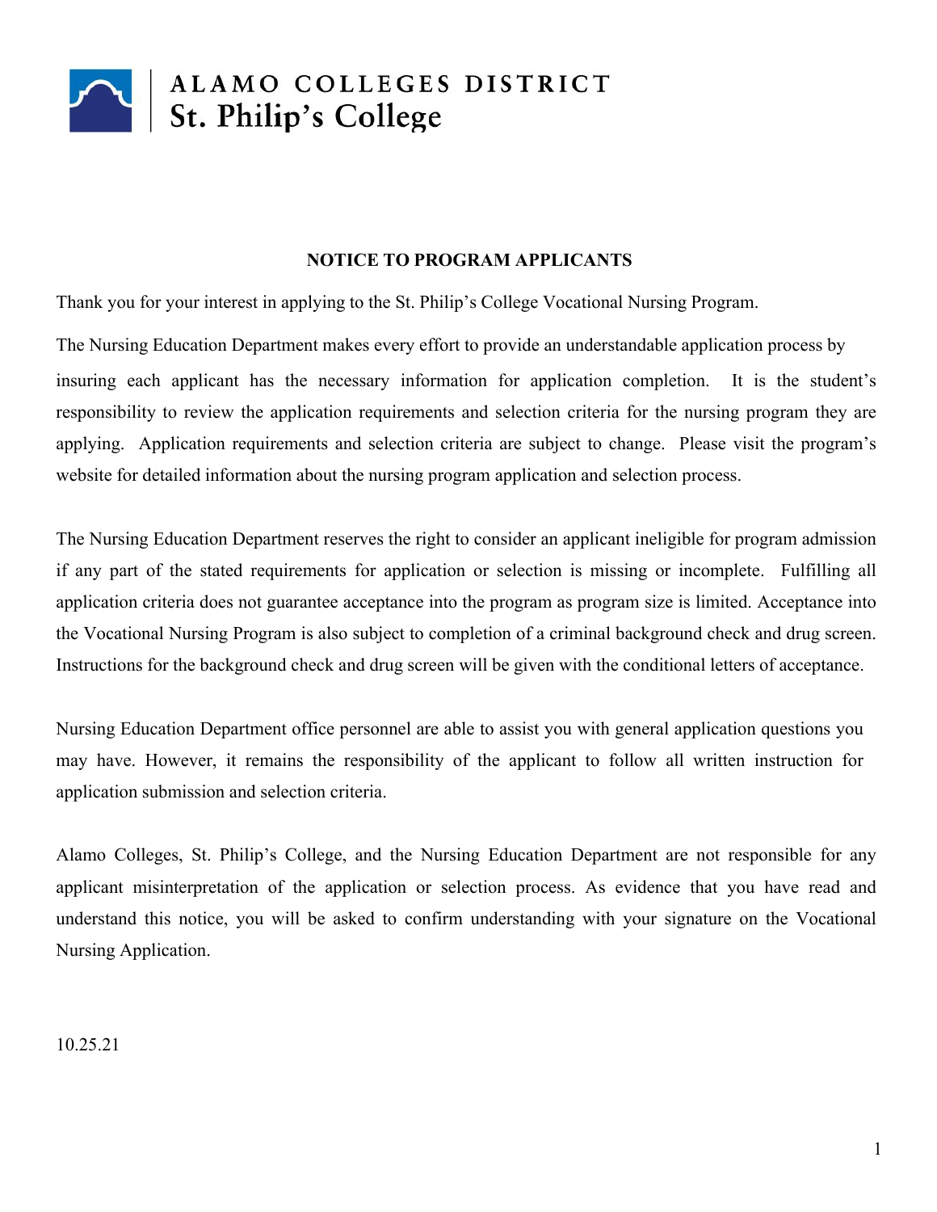ALAMO COLLEGES DISTRICT
St. Philip's College

## NOTICE TO PROGRAM APPLICANTS

Thank you for your interest in applying to the St. Philip's College Vocational Nursing Program.

The Nursing Education Department makes every effort to provide an understandable application process by insuring each applicant has the necessary information for application completion. It is the student's responsibility to review the application requirements and selection criteria for the nursing program they are applying. Application requirements and selection criteria are subject to change. Please visit the program's website for detailed information about the nursing program application and selection process.

The Nursing Education Department reserves the right to consider an applicant ineligible for program admission if any part of the stated requirements for application or selection is missing or incomplete. Fulfilling all application criteria does not guarantee acceptance into the program as program size is limited. Acceptance into the Vocational Nursing Program is also subject to completion of a criminal background check and drug screen. Instructions for the background check and drug screen will be given with the conditional letters of acceptance.

Nursing Education Department office personnel are able to assist you with general application questions you may have. However, it remains the responsibility of the applicant to follow all written instruction for application submission and selection criteria.

Alamo Colleges, St. Philip's College, and the Nursing Education Department are not responsible for any applicant misinterpretation of the application or selection process. As evidence that you have read and understand this notice, you will be asked to confirm understanding with your signature on the Vocational Nursing Application.

10.25.21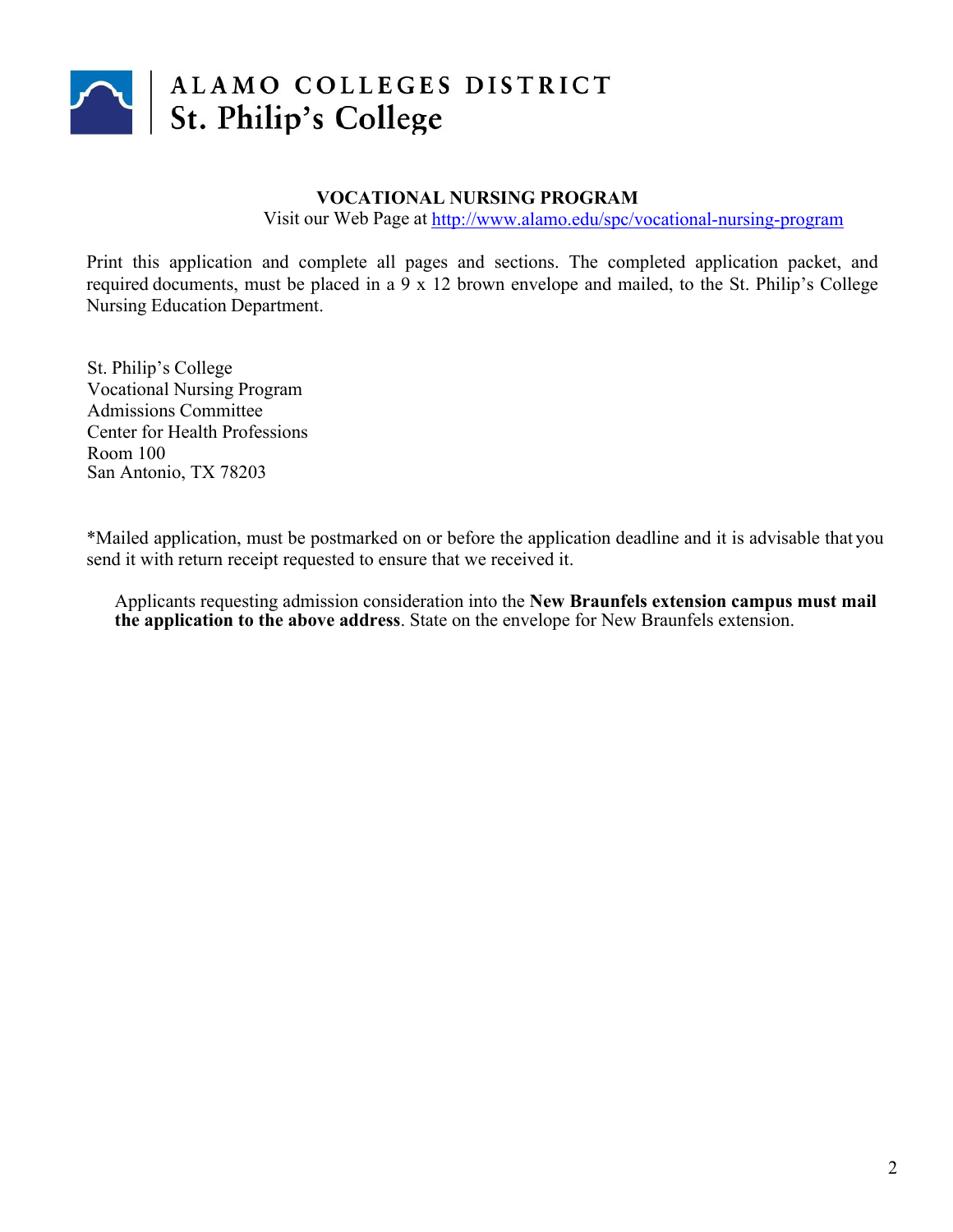ALAMO COLLEGES DISTRICT
St. Philip's College

## VOCATIONAL NURSING PROGRAM

Visit our Web Page at http://www.alamo.edu/spc/vocational-nursing-program

Print this application and complete all pages and sections. The completed application packet, and required documents, must be placed in a 9 x 12 brown envelope and mailed, to the St. Philip's College Nursing Education Department.

St. Philip's College
Vocational Nursing Program
Admissions Committee
Center for Health Professions
Room 100
San Antonio, TX 78203

*Mailed application, must be postmarked on or before the application deadline and it is advisable that you send it with return receipt requested to ensure that we received it.

Applicants requesting admission consideration into the **New Braunfels extension campus must mail the application to the above address**. State on the envelope for New Braunfels extension.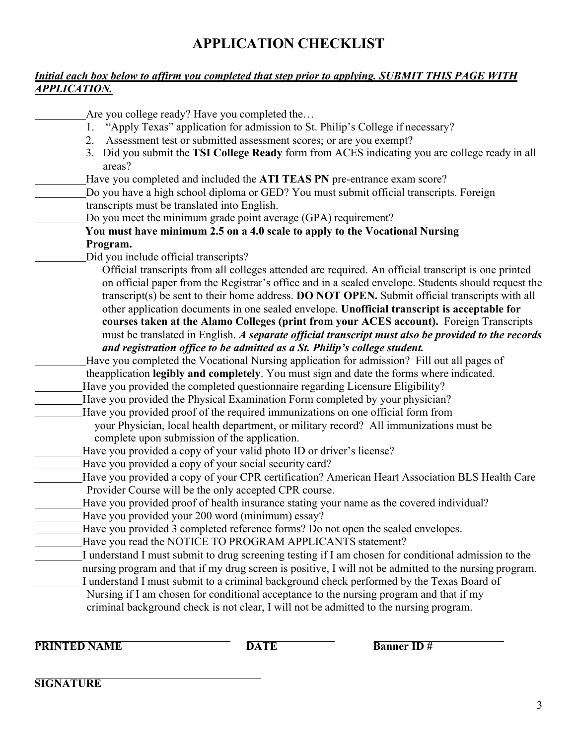# APPLICATION CHECKLIST

***<u>Initial each box below to affirm you completed that step prior to applying. SUBMIT THIS PAGE WITH APPLICATION.</u>***

\_\_\_\_\_\_\_\_\_\_Are you college ready? Have you completed the…

1. "Apply Texas" application for admission to St. Philip's College if necessary?
2. Assessment test or submitted assessment scores; or are you exempt?
3. Did you submit the **TSI College Ready** form from ACES indicating you are college ready in all areas?

\_\_\_\_\_\_\_\_\_\_Have you completed and included the **ATI TEAS PN** pre-entrance exam score?

\_\_\_\_\_\_\_\_\_\_Do you have a high school diploma or GED? You must submit official transcripts. Foreign transcripts must be translated into English.

\_\_\_\_\_\_\_\_\_\_Do you meet the minimum grade point average (GPA) requirement?
**You must have minimum 2.5 on a 4.0 scale to apply to the Vocational Nursing Program.**

\_\_\_\_\_\_\_\_\_\_Did you include official transcripts?

Official transcripts from all colleges attended are required. An official transcript is one printed on official paper from the Registrar's office and in a sealed envelope. Students should request the transcript(s) be sent to their home address. **DO NOT OPEN.** Submit official transcripts with all other application documents in one sealed envelope. **Unofficial transcript is acceptable for courses taken at the Alamo Colleges (print from your ACES account).** Foreign Transcripts must be translated in English. ***A separate official transcript must also be provided to the records and registration office to be admitted as a St. Philip's college student.***

\_\_\_\_\_\_\_\_\_\_Have you completed the Vocational Nursing application for admission? Fill out all pages of theapplication **legibly and completely**. You must sign and date the forms where indicated.

\_\_\_\_\_\_\_\_\_\_Have you provided the completed questionnaire regarding Licensure Eligibility?

\_\_\_\_\_\_\_\_\_\_Have you provided the Physical Examination Form completed by your physician?

\_\_\_\_\_\_\_\_\_\_Have you provided proof of the required immunizations on one official form from your Physician, local health department, or military record? All immunizations must be complete upon submission of the application.

\_\_\_\_\_\_\_\_\_\_Have you provided a copy of your valid photo ID or driver's license?

\_\_\_\_\_\_\_\_\_\_Have you provided a copy of your social security card?

\_\_\_\_\_\_\_\_\_\_Have you provided a copy of your CPR certification? American Heart Association BLS Health Care Provider Course will be the only accepted CPR course.

\_\_\_\_\_\_\_\_\_\_Have you provided proof of health insurance stating your name as the covered individual?

\_\_\_\_\_\_\_\_\_\_Have you provided your 200 word (minimum) essay?

\_\_\_\_\_\_\_\_\_\_Have you provided 3 completed reference forms? Do not open the <u>sealed</u> envelopes.

\_\_\_\_\_\_\_\_\_\_Have you read the NOTICE TO PROGRAM APPLICANTS statement?

\_\_\_\_\_\_\_\_\_\_I understand I must submit to drug screening testing if I am chosen for conditional admission to the nursing program and that if my drug screen is positive, I will not be admitted to the nursing program.

\_\_\_\_\_\_\_\_\_\_I understand I must submit to a criminal background check performed by the Texas Board of Nursing if I am chosen for conditional acceptance to the nursing program and that if my criminal background check is not clear, I will not be admitted to the nursing program.

\_\_\_\_\_\_\_\_\_\_\_\_\_\_\_\_\_\_\_\_\_\_\_\_\_\_\_\_\_\_ \_\_\_\_\_\_\_\_\_\_\_\_\_\_\_ \_\_\_\_\_\_\_\_\_\_\_\_\_\_\_\_\_\_\_\_
**PRINTED NAME** **DATE** **Banner ID #**

\_\_\_\_\_\_\_\_\_\_\_\_\_\_\_\_\_\_\_\_\_\_\_\_\_\_\_\_\_\_\_\_\_\_\_\_
**SIGNATURE**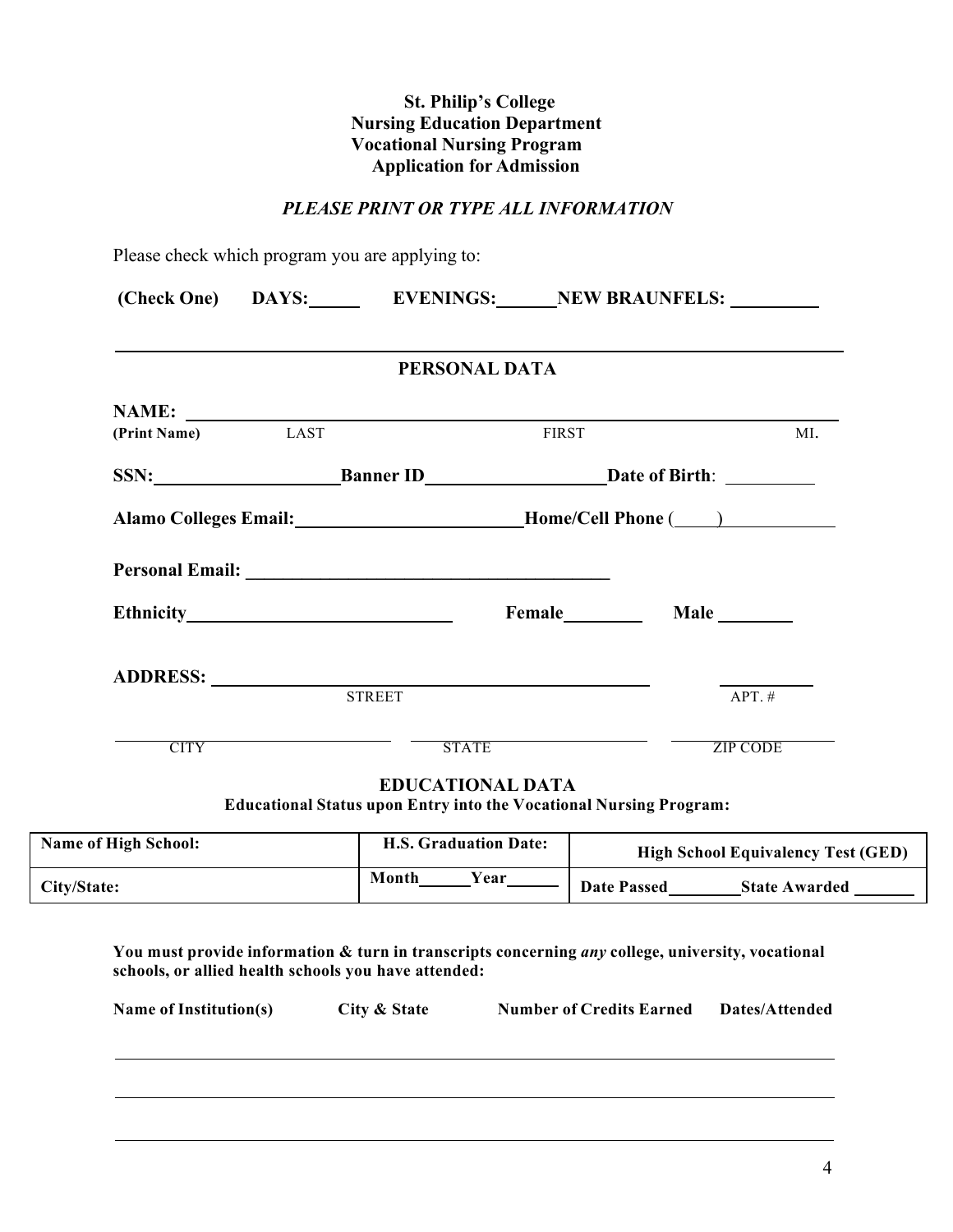**St. Philip's College**
**Nursing Education Department**
**Vocational Nursing Program**
**Application for Admission**

***PLEASE PRINT OR TYPE ALL INFORMATION***

Please check which program you are applying to:

**(Check One)** **DAYS:**\_\_\_\_\_ **EVENINGS:**\_\_\_\_\_\_ **NEW BRAUNFELS:** \_\_\_\_\_\_\_\_\_

## PERSONAL DATA

**NAME:** \_\_\_\_\_\_\_\_\_\_\_\_\_\_\_\_\_\_\_\_\_\_\_\_\_\_\_\_\_\_\_\_\_\_\_\_\_\_\_\_\_\_\_\_\_\_\_\_\_\_\_\_\_\_\_\_

**(Print Name)** LAST FIRST MI.

**SSN:**\_\_\_\_\_\_\_\_\_\_\_\_\_\_\_\_\_\_\_\_ **Banner ID**\_\_\_\_\_\_\_\_\_\_\_\_\_\_\_\_\_\_\_\_ **Date of Birth**: \_\_\_\_\_\_\_\_\_\_

**Alamo Colleges Email:**\_\_\_\_\_\_\_\_\_\_\_\_\_\_\_\_\_\_\_\_\_\_\_\_\_ **Home/Cell Phone** (\_\_\_\_\_)\_\_\_\_\_\_\_\_\_\_\_\_

**Personal Email:** \_\_\_\_\_\_\_\_\_\_\_\_\_\_\_\_\_\_\_\_\_\_\_\_\_\_\_\_\_\_\_\_\_\_\_\_\_\_\_\_\_\_

**Ethnicity**\_\_\_\_\_\_\_\_\_\_\_\_\_\_\_\_\_\_\_\_\_\_\_\_\_\_\_\_\_ **Female**\_\_\_\_\_\_\_\_\_ **Male** \_\_\_\_\_\_\_\_\_

**ADDRESS:** \_\_\_\_\_\_\_\_\_\_\_\_\_\_\_\_\_\_\_\_\_\_\_\_\_\_\_\_\_\_\_\_\_\_\_\_\_\_\_\_\_\_\_\_\_\_\_\_\_\_\_ \_\_\_\_\_\_\_\_\_\_

STREET APT. #

\_\_\_\_\_\_\_\_\_\_\_\_\_\_\_\_\_\_\_\_\_\_\_\_\_\_\_\_\_\_\_ \_\_\_\_\_\_\_\_\_\_\_\_\_\_\_\_\_\_\_\_\_\_\_\_\_\_\_\_\_ \_\_\_\_\_\_\_\_\_\_\_\_\_\_\_\_\_\_\_\_

CITY STATE ZIP CODE

## EDUCATIONAL DATA

**Educational Status upon Entry into the Vocational Nursing Program:**

| **Name of High School:** | **H.S. Graduation Date:** | **High School Equivalency Test (GED)** |
|---|---|---|
| **City/State:** | **Month**\_\_\_\_\_\_ **Year**\_\_\_\_\_\_ | **Date Passed**\_\_\_\_\_\_\_\_ **State Awarded** \_\_\_\_\_\_\_ |

**You must provide information & turn in transcripts concerning *any* college, university, vocational schools, or allied health schools you have attended:**

| **Name of Institution(s)** | **City & State** | **Number of Credits Earned** | **Dates/Attended** |
|---|---|---|---|
| | | | |
| | | | |
| | | | |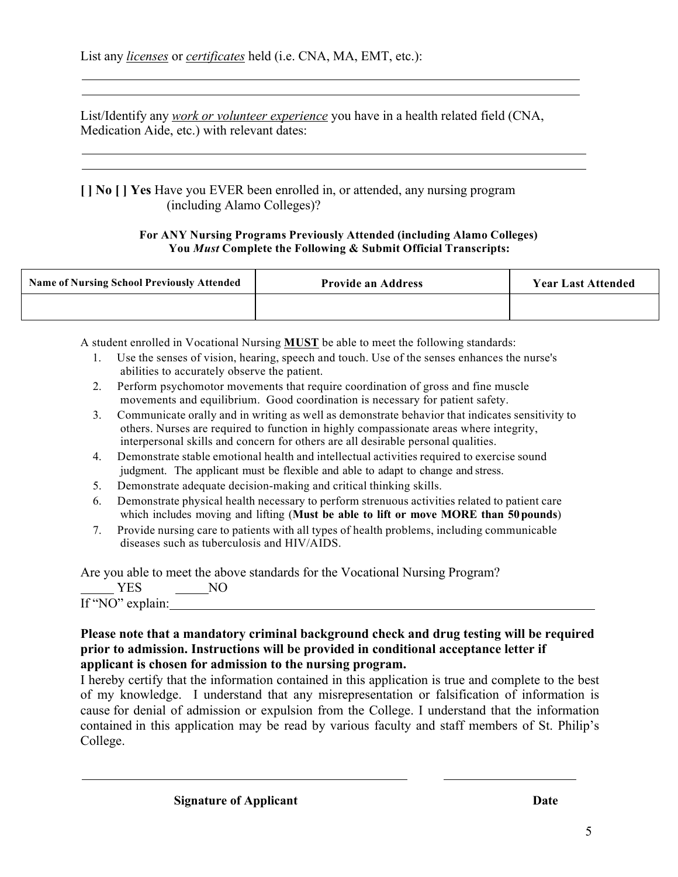List any *__licenses__* or *__certificates__* held (i.e. CNA, MA, EMT, etc.):

______________________________________________________________________

______________________________________________________________________

List/Identify any *__work or volunteer experience__* you have in a health related field (CNA, Medication Aide, etc.) with relevant dates:

______________________________________________________________________

______________________________________________________________________

**[ ] No [ ] Yes** Have you EVER been enrolled in, or attended, any nursing program (including Alamo Colleges)?

**For ANY Nursing Programs Previously Attended (including Alamo Colleges)**
**You *Must* Complete the Following & Submit Official Transcripts:**

| Name of Nursing School Previously Attended | Provide an Address | Year Last Attended |
|---|---|---|
| | | |

A student enrolled in Vocational Nursing **__MUST__** be able to meet the following standards:

1. Use the senses of vision, hearing, speech and touch. Use of the senses enhances the nurse's abilities to accurately observe the patient.
2. Perform psychomotor movements that require coordination of gross and fine muscle movements and equilibrium. Good coordination is necessary for patient safety.
3. Communicate orally and in writing as well as demonstrate behavior that indicates sensitivity to others. Nurses are required to function in highly compassionate areas where integrity, interpersonal skills and concern for others are all desirable personal qualities.
4. Demonstrate stable emotional health and intellectual activities required to exercise sound judgment. The applicant must be flexible and able to adapt to change and stress.
5. Demonstrate adequate decision-making and critical thinking skills.
6. Demonstrate physical health necessary to perform strenuous activities related to patient care which includes moving and lifting (**Must be able to lift or move MORE than 50 pounds**)
7. Provide nursing care to patients with all types of health problems, including communicable diseases such as tuberculosis and HIV/AIDS.

Are you able to meet the above standards for the Vocational Nursing Program?

_____ YES _____NO

If "NO" explain:______________________________________________________________

**Please note that a mandatory criminal background check and drug testing will be required prior to admission. Instructions will be provided in conditional acceptance letter if applicant is chosen for admission to the nursing program.**

I hereby certify that the information contained in this application is true and complete to the best of my knowledge. I understand that any misrepresentation or falsification of information is cause for denial of admission or expulsion from the College. I understand that the information contained in this application may be read by various faculty and staff members of St. Philip's College.

______________________________________________ ____________________

**Signature of Applicant** **Date**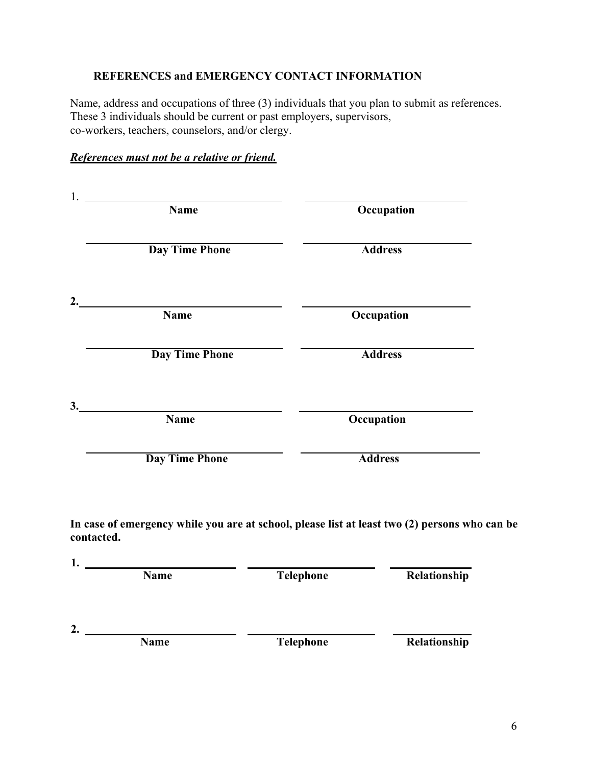## REFERENCES and EMERGENCY CONTACT INFORMATION

Name, address and occupations of three (3) individuals that you plan to submit as references. These 3 individuals should be current or past employers, supervisors, co-workers, teachers, counselors, and/or clergy.

***References must not be a relative or friend.***

1. ______________________________ ______________________________

**Name** **Occupation**

______________________________ ______________________________

**Day Time Phone** **Address**

2. ______________________________ ______________________________

**Name** **Occupation**

______________________________ ______________________________

**Day Time Phone** **Address**

3. ______________________________ ______________________________

**Name** **Occupation**

______________________________ ______________________________

**Day Time Phone** **Address**

**In case of emergency while you are at school, please list at least two (2) persons who can be contacted.**

1. ______________________ ______________________ ______________

**Name** **Telephone** **Relationship**

2. ______________________ ______________________ ______________

**Name** **Telephone** **Relationship**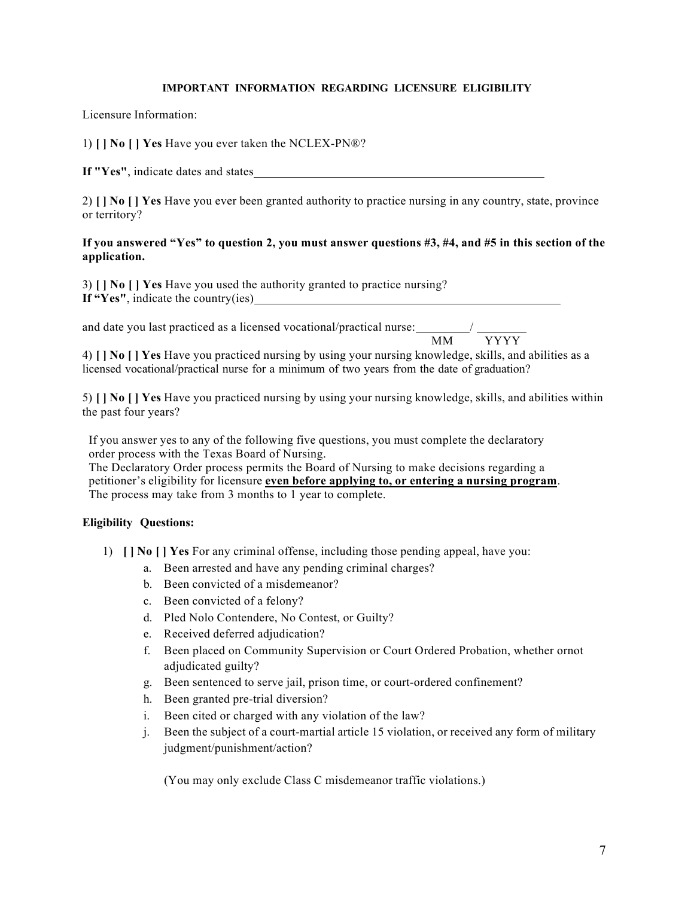**IMPORTANT INFORMATION REGARDING LICENSURE ELIGIBILITY**

Licensure Information:

1) **[ ] No [ ] Yes** Have you ever taken the NCLEX-PN®?

**If "Yes"**, indicate dates and states\_\_\_\_\_\_\_\_\_\_\_\_\_\_\_\_\_\_\_\_\_\_\_\_\_\_\_\_\_\_\_\_\_\_\_\_\_\_\_\_

2) **[ ] No [ ] Yes** Have you ever been granted authority to practice nursing in any country, state, province or territory?

**If you answered "Yes" to question 2, you must answer questions #3, #4, and #5 in this section of the application.**

3) **[ ] No [ ] Yes** Have you used the authority granted to practice nursing?
**If "Yes"**, indicate the country(ies)\_\_\_\_\_\_\_\_\_\_\_\_\_\_\_\_\_\_\_\_\_\_\_\_\_\_\_\_\_\_\_\_\_\_\_\_\_\_\_\_

and date you last practiced as a licensed vocational/practical nurse: \_\_\_\_\_\_\_\_/ \_\_\_\_\_\_\_\_
MM YYYY

4) **[ ] No [ ] Yes** Have you practiced nursing by using your nursing knowledge, skills, and abilities as a licensed vocational/practical nurse for a minimum of two years from the date of graduation?

5) **[ ] No [ ] Yes** Have you practiced nursing by using your nursing knowledge, skills, and abilities within the past four years?

If you answer yes to any of the following five questions, you must complete the declaratory order process with the Texas Board of Nursing.
The Declaratory Order process permits the Board of Nursing to make decisions regarding a petitioner's eligibility for licensure **<u>even before applying to, or entering a nursing program</u>**. The process may take from 3 months to 1 year to complete.

**Eligibility Questions:**

1) **[ ] No [ ] Yes** For any criminal offense, including those pending appeal, have you:
   a. Been arrested and have any pending criminal charges?
   b. Been convicted of a misdemeanor?
   c. Been convicted of a felony?
   d. Pled Nolo Contendere, No Contest, or Guilty?
   e. Received deferred adjudication?
   f. Been placed on Community Supervision or Court Ordered Probation, whether ornot adjudicated guilty?
   g. Been sentenced to serve jail, prison time, or court-ordered confinement?
   h. Been granted pre-trial diversion?
   i. Been cited or charged with any violation of the law?
   j. Been the subject of a court-martial article 15 violation, or received any form of military judgment/punishment/action?

   (You may only exclude Class C misdemeanor traffic violations.)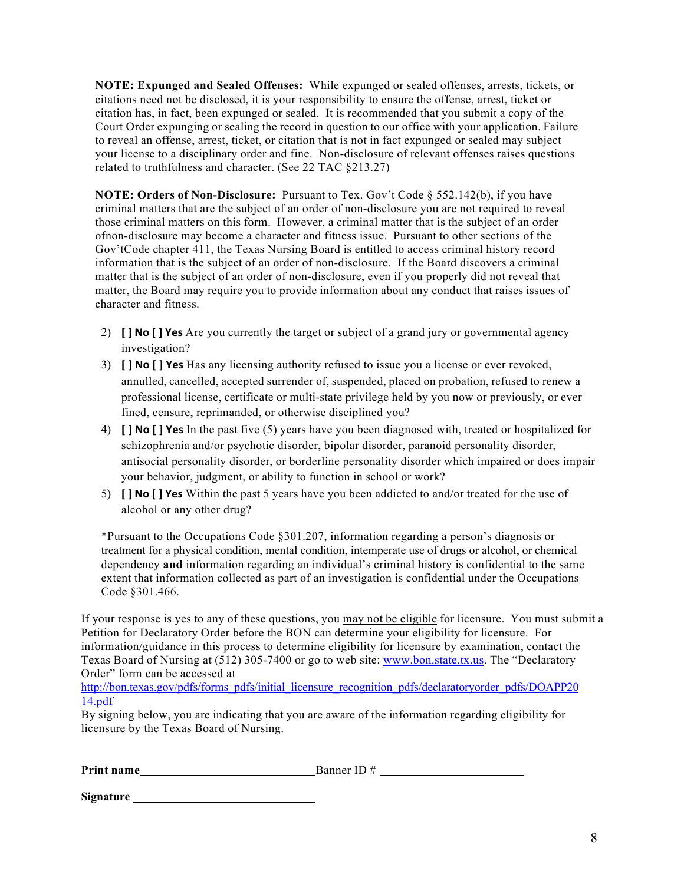**NOTE: Expunged and Sealed Offenses:** While expunged or sealed offenses, arrests, tickets, or citations need not be disclosed, it is your responsibility to ensure the offense, arrest, ticket or citation has, in fact, been expunged or sealed. It is recommended that you submit a copy of the Court Order expunging or sealing the record in question to our office with your application. Failure to reveal an offense, arrest, ticket, or citation that is not in fact expunged or sealed may subject your license to a disciplinary order and fine. Non-disclosure of relevant offenses raises questions related to truthfulness and character. (See 22 TAC §213.27)

**NOTE: Orders of Non-Disclosure:** Pursuant to Tex. Gov't Code § 552.142(b), if you have criminal matters that are the subject of an order of non-disclosure you are not required to reveal those criminal matters on this form. However, a criminal matter that is the subject of an order ofnon-disclosure may become a character and fitness issue. Pursuant to other sections of the Gov'tCode chapter 411, the Texas Nursing Board is entitled to access criminal history record information that is the subject of an order of non-disclosure. If the Board discovers a criminal matter that is the subject of an order of non-disclosure, even if you properly did not reveal that matter, the Board may require you to provide information about any conduct that raises issues of character and fitness.

2) **[ ] No [ ] Yes** Are you currently the target or subject of a grand jury or governmental agency investigation?
3) **[ ] No [ ] Yes** Has any licensing authority refused to issue you a license or ever revoked, annulled, cancelled, accepted surrender of, suspended, placed on probation, refused to renew a professional license, certificate or multi-state privilege held by you now or previously, or ever fined, censure, reprimanded, or otherwise disciplined you?
4) **[ ] No [ ] Yes** In the past five (5) years have you been diagnosed with, treated or hospitalized for schizophrenia and/or psychotic disorder, bipolar disorder, paranoid personality disorder, antisocial personality disorder, or borderline personality disorder which impaired or does impair your behavior, judgment, or ability to function in school or work?
5) **[ ] No [ ] Yes** Within the past 5 years have you been addicted to and/or treated for the use of alcohol or any other drug?

*Pursuant to the Occupations Code §301.207, information regarding a person's diagnosis or treatment for a physical condition, mental condition, intemperate use of drugs or alcohol, or chemical dependency **and** information regarding an individual's criminal history is confidential to the same extent that information collected as part of an investigation is confidential under the Occupations Code §301.466.

If your response is yes to any of these questions, you <u>may not be eligible</u> for licensure. You must submit a Petition for Declaratory Order before the BON can determine your eligibility for licensure. For information/guidance in this process to determine eligibility for licensure by examination, contact the Texas Board of Nursing at (512) 305-7400 or go to web site: www.bon.state.tx.us. The "Declaratory Order" form can be accessed at
http://bon.texas.gov/pdfs/forms_pdfs/initial_licensure_recognition_pdfs/declaratoryorder_pdfs/DOAPP2014.pdf
By signing below, you are indicating that you are aware of the information regarding eligibility for licensure by the Texas Board of Nursing.

**Print name**______________________________ Banner ID # ________________________

**Signature** ______________________________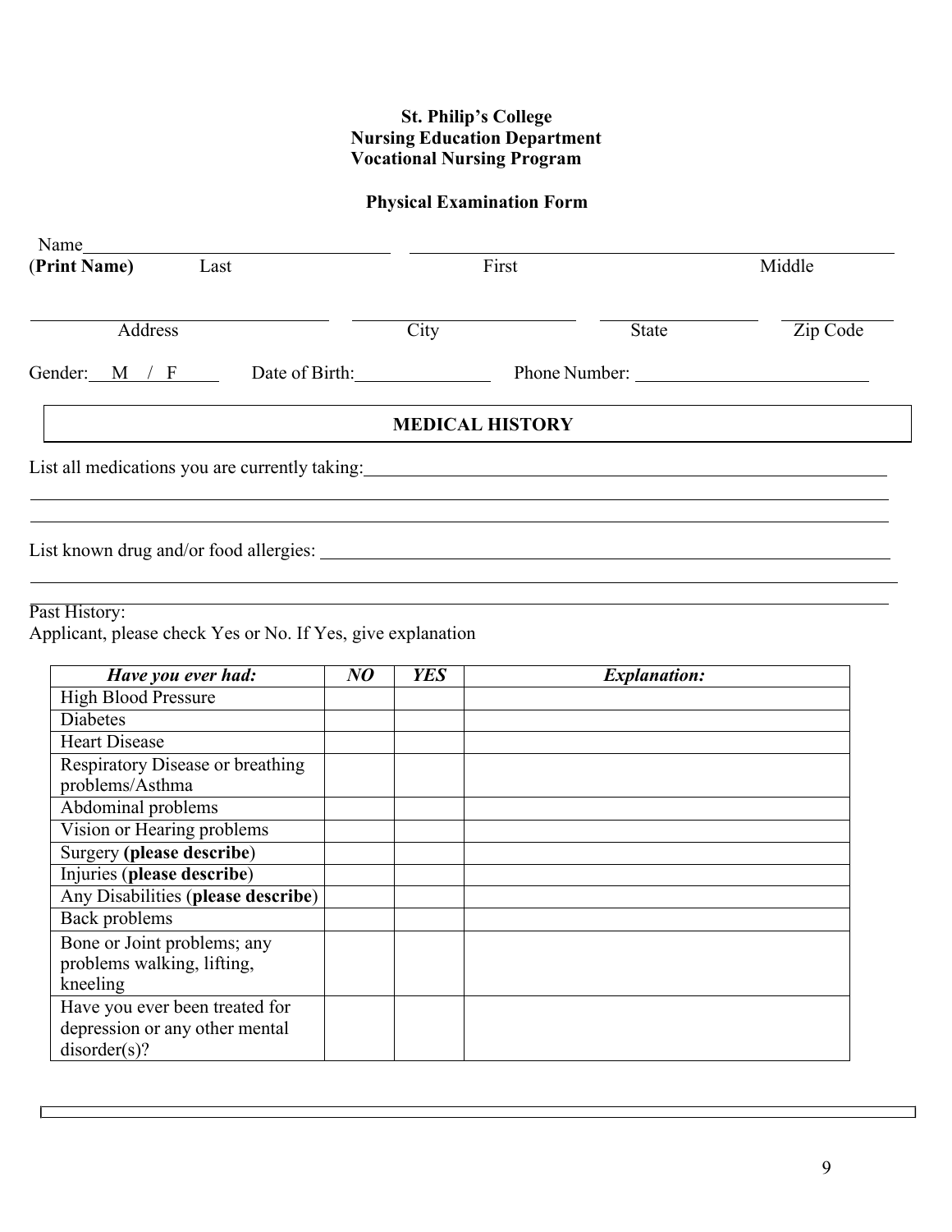**St. Philip's College**
**Nursing Education Department**
**Vocational Nursing Program**

**Physical Examination Form**

Name\_\_\_\_\_\_\_\_\_\_\_\_\_\_\_\_\_\_\_\_\_\_\_\_\_\_\_\_\_\_\_\_ \_\_\_\_\_\_\_\_\_\_\_\_\_\_\_\_\_\_\_\_\_\_\_\_\_\_\_\_\_\_\_\_\_\_\_\_\_\_\_\_\_\_\_\_\_\_\_\_

(**Print Name)** Last First Middle

\_\_\_\_\_\_\_\_\_\_\_\_\_\_\_\_\_\_\_\_\_\_\_\_\_\_\_\_\_\_\_\_ \_\_\_\_\_\_\_\_\_\_\_\_\_\_\_\_\_\_\_\_\_\_\_\_ \_\_\_\_\_\_\_\_\_\_\_\_\_\_\_\_\_ \_\_\_\_\_\_\_\_\_\_\_\_

Address City State Zip Code

Gender: M / F Date of Birth:\_\_\_\_\_\_\_\_\_\_\_\_\_\_\_ Phone Number: \_\_\_\_\_\_\_\_\_\_\_\_\_\_\_\_\_\_\_\_\_\_\_\_\_

## MEDICAL HISTORY

List all medications you are currently taking:\_\_\_\_\_\_\_\_\_\_\_\_\_\_\_\_\_\_\_\_\_\_\_\_\_\_\_\_\_\_\_\_\_\_\_\_\_\_\_\_\_\_\_\_\_\_\_\_\_\_\_\_\_\_\_\_

\_\_\_\_\_\_\_\_\_\_\_\_\_\_\_\_\_\_\_\_\_\_\_\_\_\_\_\_\_\_\_\_\_\_\_\_\_\_\_\_\_\_\_\_\_\_\_\_\_\_\_\_\_\_\_\_\_\_\_\_\_\_\_\_\_\_\_\_\_\_\_\_\_\_\_\_\_\_\_\_\_\_\_\_\_\_\_\_\_\_\_\_\_\_\_\_\_\_\_\_\_

\_\_\_\_\_\_\_\_\_\_\_\_\_\_\_\_\_\_\_\_\_\_\_\_\_\_\_\_\_\_\_\_\_\_\_\_\_\_\_\_\_\_\_\_\_\_\_\_\_\_\_\_\_\_\_\_\_\_\_\_\_\_\_\_\_\_\_\_\_\_\_\_\_\_\_\_\_\_\_\_\_\_\_\_\_\_\_\_\_\_\_\_\_\_\_\_\_\_\_\_\_

List known drug and/or food allergies: \_\_\_\_\_\_\_\_\_\_\_\_\_\_\_\_\_\_\_\_\_\_\_\_\_\_\_\_\_\_\_\_\_\_\_\_\_\_\_\_\_\_\_\_\_\_\_\_\_\_\_\_\_\_\_\_\_\_\_\_\_\_\_

\_\_\_\_\_\_\_\_\_\_\_\_\_\_\_\_\_\_\_\_\_\_\_\_\_\_\_\_\_\_\_\_\_\_\_\_\_\_\_\_\_\_\_\_\_\_\_\_\_\_\_\_\_\_\_\_\_\_\_\_\_\_\_\_\_\_\_\_\_\_\_\_\_\_\_\_\_\_\_\_\_\_\_\_\_\_\_\_\_\_\_\_\_\_\_\_\_\_\_\_\_

Past History:
Applicant, please check Yes or No. If Yes, give explanation

| *Have you ever had:* | *NO* | *YES* | *Explanation:* |
|---|---|---|---|
| High Blood Pressure | | | |
| Diabetes | | | |
| Heart Disease | | | |
| Respiratory Disease or breathing problems/Asthma | | | |
| Abdominal problems | | | |
| Vision or Hearing problems | | | |
| Surgery **(please describe)** | | | |
| Injuries (**please describe**) | | | |
| Any Disabilities (**please describe**) | | | |
| Back problems | | | |
| Bone or Joint problems; any problems walking, lifting, kneeling | | | |
| Have you ever been treated for depression or any other mental disorder(s)? | | | |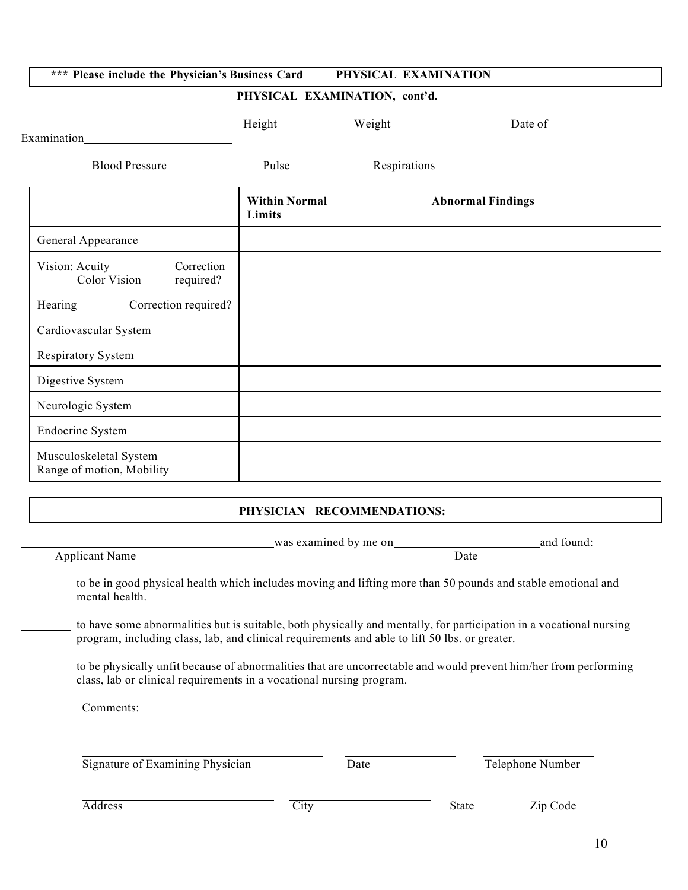**\*\*\* Please include the Physician's Business Card PHYSICAL EXAMINATION**

**PHYSICAL EXAMINATION, cont'd.**

Height\_\_\_\_\_\_\_\_\_\_\_\_ Weight \_\_\_\_\_\_\_\_\_\_ Date of Examination\_\_\_\_\_\_\_\_\_\_\_\_\_\_\_\_\_\_\_\_\_\_\_\_

Blood Pressure\_\_\_\_\_\_\_\_\_\_\_\_\_ Pulse\_\_\_\_\_\_\_\_\_\_\_ Respirations\_\_\_\_\_\_\_\_\_\_\_\_\_

| | **Within Normal Limits** | **Abnormal Findings** |
|---|---|---|
| General Appearance | | |
| Vision: Acuity / Color Vision — Correction required? | | |
| Hearing — Correction required? | | |
| Cardiovascular System | | |
| Respiratory System | | |
| Digestive System | | |
| Neurologic System | | |
| Endocrine System | | |
| Musculoskeletal System Range of motion, Mobility | | |

**PHYSICIAN RECOMMENDATIONS:**

\_\_\_\_\_\_\_\_\_\_\_\_\_\_\_\_\_\_\_\_\_\_\_\_\_\_\_\_\_\_\_\_\_\_\_\_\_\_\_\_ was examined by me on \_\_\_\_\_\_\_\_\_\_\_\_\_\_\_\_\_\_\_\_\_\_\_\_ and found:
Applicant Name Date

\_\_\_\_\_\_\_\_ to be in good physical health which includes moving and lifting more than 50 pounds and stable emotional and mental health.

\_\_\_\_\_\_\_\_ to have some abnormalities but is suitable, both physically and mentally, for participation in a vocational nursing program, including class, lab, and clinical requirements and able to lift 50 lbs. or greater.

\_\_\_\_\_\_\_\_ to be physically unfit because of abnormalities that are uncorrectable and would prevent him/her from performing class, lab or clinical requirements in a vocational nursing program.

Comments:

\_\_\_\_\_\_\_\_\_\_\_\_\_\_\_\_\_\_\_\_\_\_\_\_\_\_\_\_\_\_\_\_\_\_\_\_\_\_\_\_ \_\_\_\_\_\_\_\_\_\_\_\_\_\_\_\_\_\_ \_\_\_\_\_\_\_\_\_\_\_\_\_\_\_\_\_\_
Signature of Examining Physician Date Telephone Number

\_\_\_\_\_\_\_\_\_\_\_\_\_\_\_\_\_\_\_\_\_\_\_\_\_\_\_\_\_\_\_\_ \_\_\_\_\_\_\_\_\_\_\_\_\_\_\_\_\_\_\_\_\_\_\_\_ \_\_\_\_\_\_\_\_\_\_\_ \_\_\_\_\_\_\_\_\_\_\_
Address City State Zip Code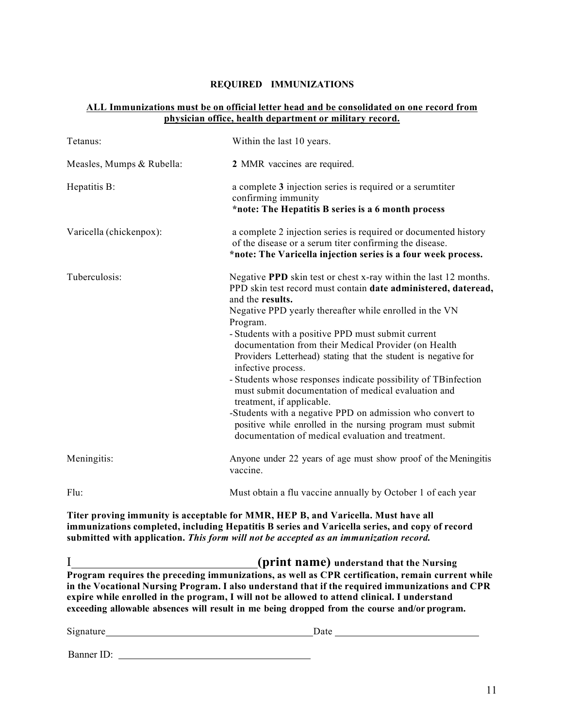## REQUIRED IMMUNIZATIONS

**ALL Immunizations must be on official letter head and be consolidated on one record from physician office, health department or military record.**

| | |
|---|---|
| Tetanus: | Within the last 10 years. |
| Measles, Mumps & Rubella: | **2** MMR vaccines are required. |
| Hepatitis B: | a complete **3** injection series is required or a serumtiter confirming immunity<br>**\*note: The Hepatitis B series is a 6 month process** |
| Varicella (chickenpox): | a complete 2 injection series is required or documented history of the disease or a serum titer confirming the disease.<br>**\*note: The Varicella injection series is a four week process.** |
| Tuberculosis: | Negative **PPD** skin test or chest x-ray within the last 12 months. PPD skin test record must contain **date administered, dateread,** and the **results.**<br>Negative PPD yearly thereafter while enrolled in the VN Program.<br>- Students with a positive PPD must submit current documentation from their Medical Provider (on Health Providers Letterhead) stating that the student is negative for infective process.<br>- Students whose responses indicate possibility of TBinfection must submit documentation of medical evaluation and treatment, if applicable.<br>-Students with a negative PPD on admission who convert to positive while enrolled in the nursing program must submit documentation of medical evaluation and treatment. |
| Meningitis: | Anyone under 22 years of age must show proof of the Meningitis vaccine. |
| Flu: | Must obtain a flu vaccine annually by October 1 of each year |

**Titer proving immunity is acceptable for MMR, HEP B, and Varicella. Must have all immunizations completed, including Hepatitis B series and Varicella series, and copy of record submitted with application.** ***This form will not be accepted as an immunization record.***

I\_\_\_\_\_\_\_\_\_\_\_\_\_\_\_\_\_\_\_\_\_\_\_\_\_\_\_\_\_\_\_\_**(print name) understand that the Nursing Program requires the preceding immunizations, as well as CPR certification, remain current while in the Vocational Nursing Program. I also understand that if the required immunizations and CPR expire while enrolled in the program, I will not be allowed to attend clinical. I understand exceeding allowable absences will result in me being dropped from the course and/or program.**

Signature\_\_\_\_\_\_\_\_\_\_\_\_\_\_\_\_\_\_\_\_\_\_\_\_\_\_\_\_\_\_\_\_\_\_\_\_\_\_\_\_Date \_\_\_\_\_\_\_\_\_\_\_\_\_\_\_\_\_\_\_\_\_\_\_\_\_\_\_\_

Banner ID: \_\_\_\_\_\_\_\_\_\_\_\_\_\_\_\_\_\_\_\_\_\_\_\_\_\_\_\_\_\_\_\_\_\_\_\_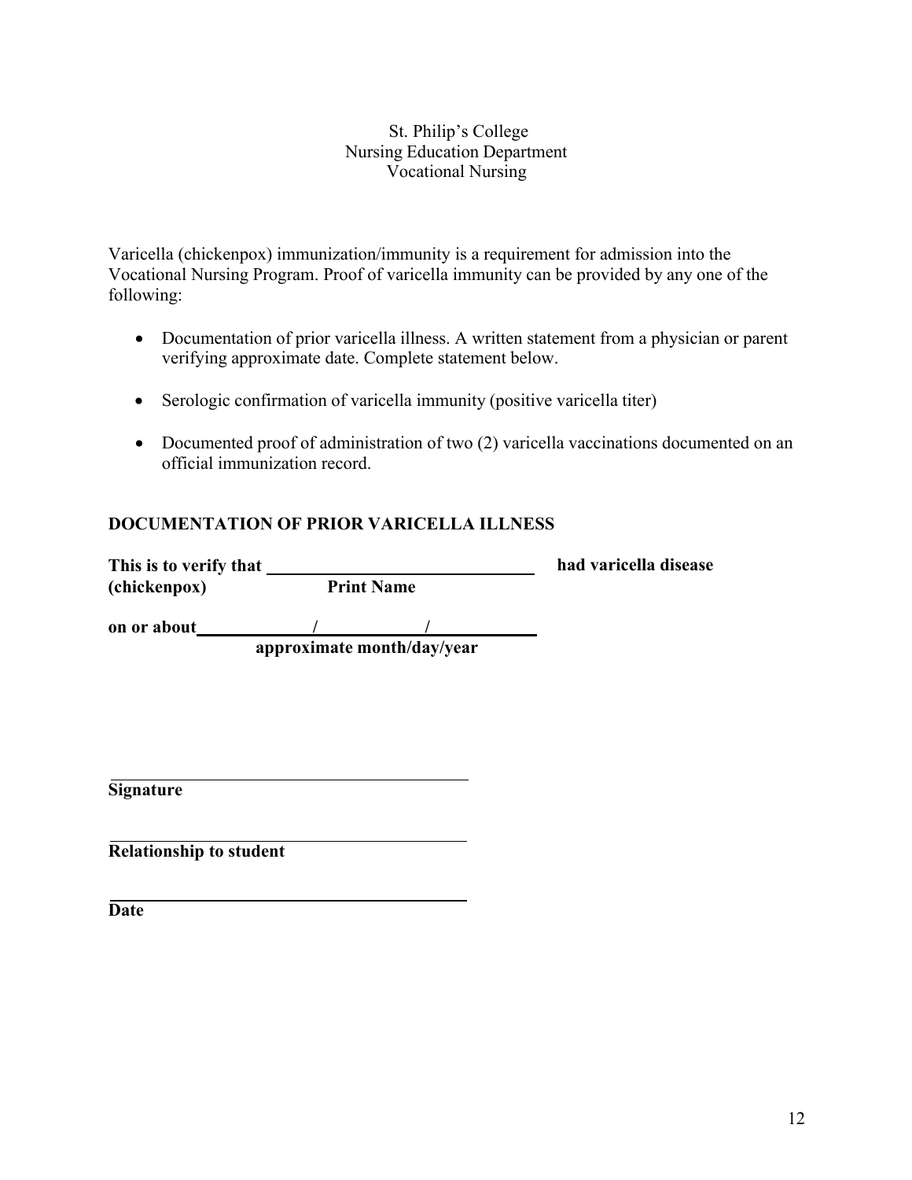St. Philip's College
Nursing Education Department
Vocational Nursing

Varicella (chickenpox) immunization/immunity is a requirement for admission into the Vocational Nursing Program. Proof of varicella immunity can be provided by any one of the following:

- Documentation of prior varicella illness. A written statement from a physician or parent verifying approximate date. Complete statement below.
- Serologic confirmation of varicella immunity (positive varicella titer)
- Documented proof of administration of two (2) varicella vaccinations documented on an official immunization record.

## DOCUMENTATION OF PRIOR VARICELLA ILLNESS

**This is to verify that ______________________________ had varicella disease (chickenpox)**
**Print Name**

**on or about __________/__________/__________**
**approximate month/day/year**

______________________________
**Signature**

______________________________
**Relationship to student**

______________________________
**Date**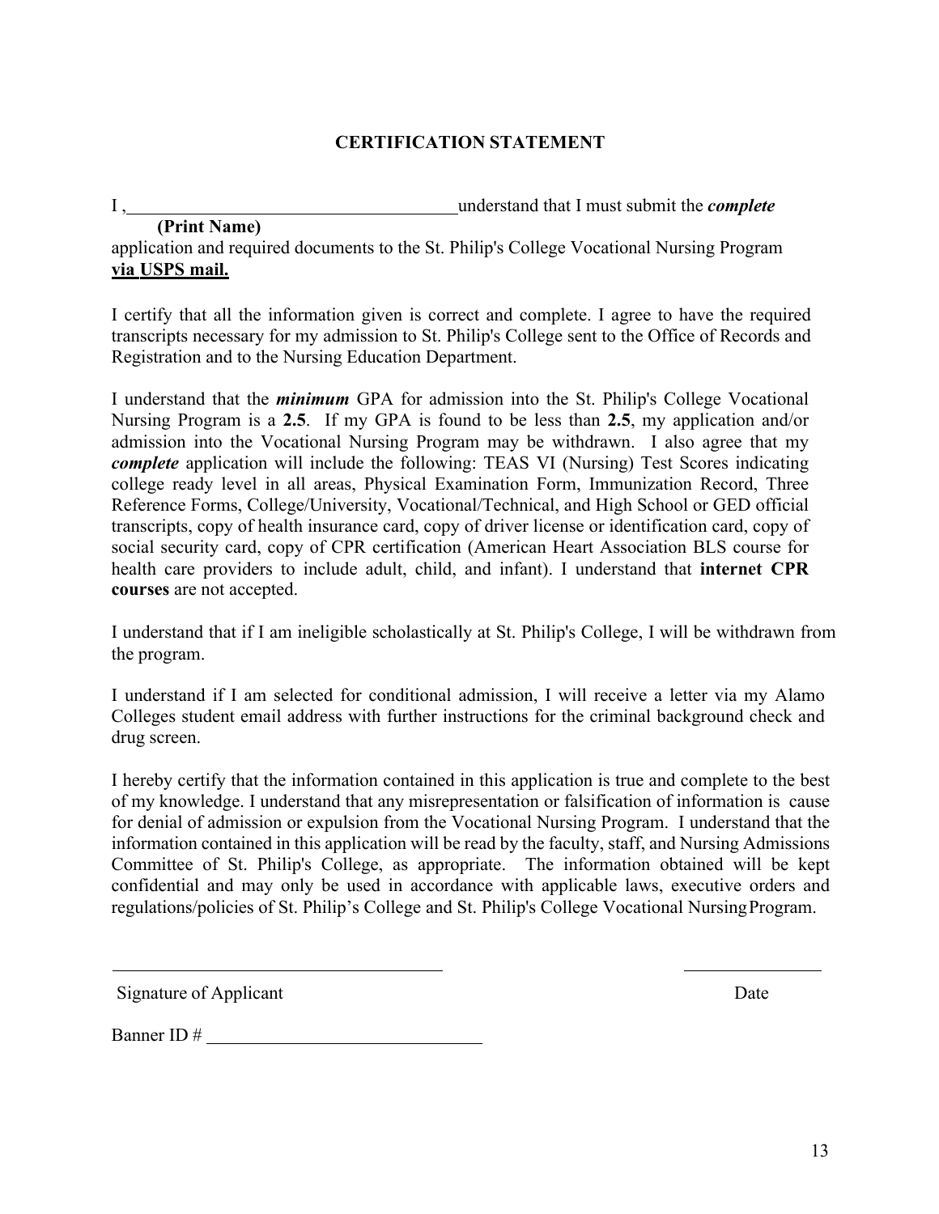## CERTIFICATION STATEMENT

I ,\_\_\_\_\_\_\_\_\_\_\_\_\_\_\_\_\_\_\_\_\_\_\_\_\_\_\_\_\_\_\_\_\_\_\_\_\_ understand that I must submit the ***complete***
**(Print Name)**
application and required documents to the St. Philip's College Vocational Nursing Program **via USPS mail.**

I certify that all the information given is correct and complete. I agree to have the required transcripts necessary for my admission to St. Philip's College sent to the Office of Records and Registration and to the Nursing Education Department.

I understand that the ***minimum*** GPA for admission into the St. Philip's College Vocational Nursing Program is a **2.5**. If my GPA is found to be less than **2.5**, my application and/or admission into the Vocational Nursing Program may be withdrawn. I also agree that my ***complete*** application will include the following: TEAS VI (Nursing) Test Scores indicating college ready level in all areas, Physical Examination Form, Immunization Record, Three Reference Forms, College/University, Vocational/Technical, and High School or GED official transcripts, copy of health insurance card, copy of driver license or identification card, copy of social security card, copy of CPR certification (American Heart Association BLS course for health care providers to include adult, child, and infant). I understand that **internet CPR courses** are not accepted.

I understand that if I am ineligible scholastically at St. Philip's College, I will be withdrawn from the program.

I understand if I am selected for conditional admission, I will receive a letter via my Alamo Colleges student email address with further instructions for the criminal background check and drug screen.

I hereby certify that the information contained in this application is true and complete to the best of my knowledge. I understand that any misrepresentation or falsification of information is cause for denial of admission or expulsion from the Vocational Nursing Program. I understand that the information contained in this application will be read by the faculty, staff, and Nursing Admissions Committee of St. Philip's College, as appropriate. The information obtained will be kept confidential and may only be used in accordance with applicable laws, executive orders and regulations/policies of St. Philip's College and St. Philip's College Vocational Nursing Program.

\_\_\_\_\_\_\_\_\_\_\_\_\_\_\_\_\_\_\_\_\_\_\_\_\_\_\_\_\_\_\_\_\_\_\_\_\_ \_\_\_\_\_\_\_\_\_\_\_\_\_\_\_\_

Signature of Applicant Date

Banner ID # \_\_\_\_\_\_\_\_\_\_\_\_\_\_\_\_\_\_\_\_\_\_\_\_\_\_\_\_\_\_\_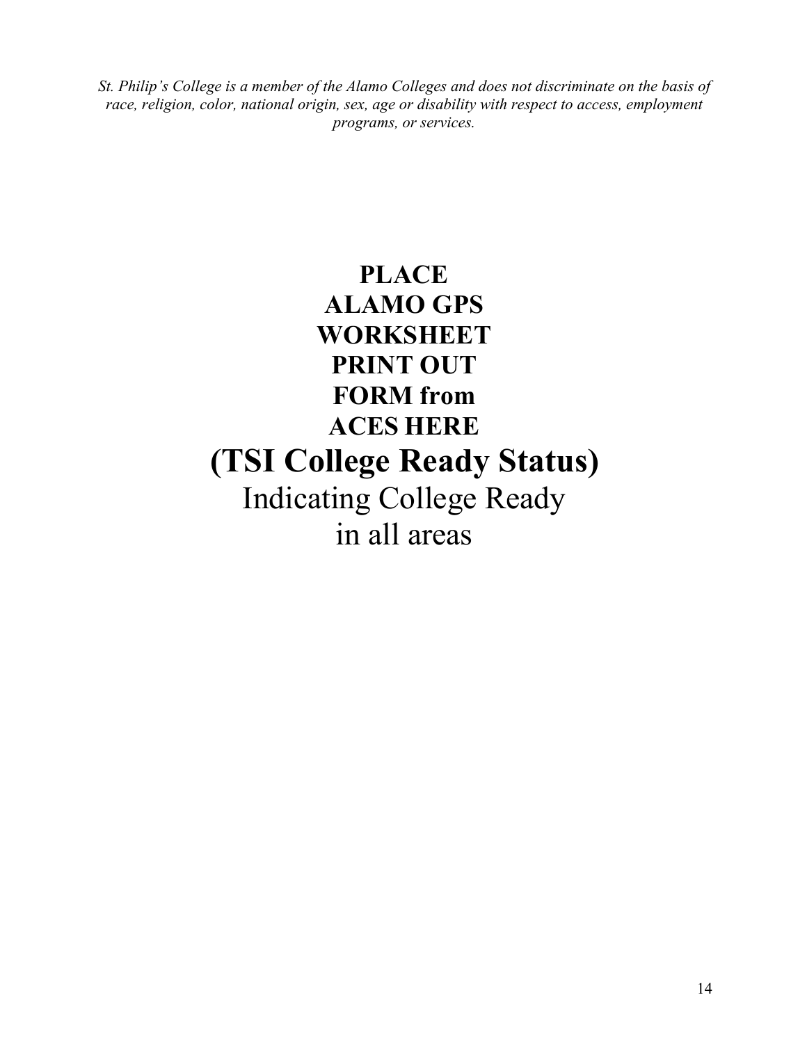*St. Philip's College is a member of the Alamo Colleges and does not discriminate on the basis of race, religion, color, national origin, sex, age or disability with respect to access, employment programs, or services.*

**PLACE**
**ALAMO GPS**
**WORKSHEET**
**PRINT OUT**
**FORM from**
**ACES HERE**

# (TSI College Ready Status)

Indicating College Ready
in all areas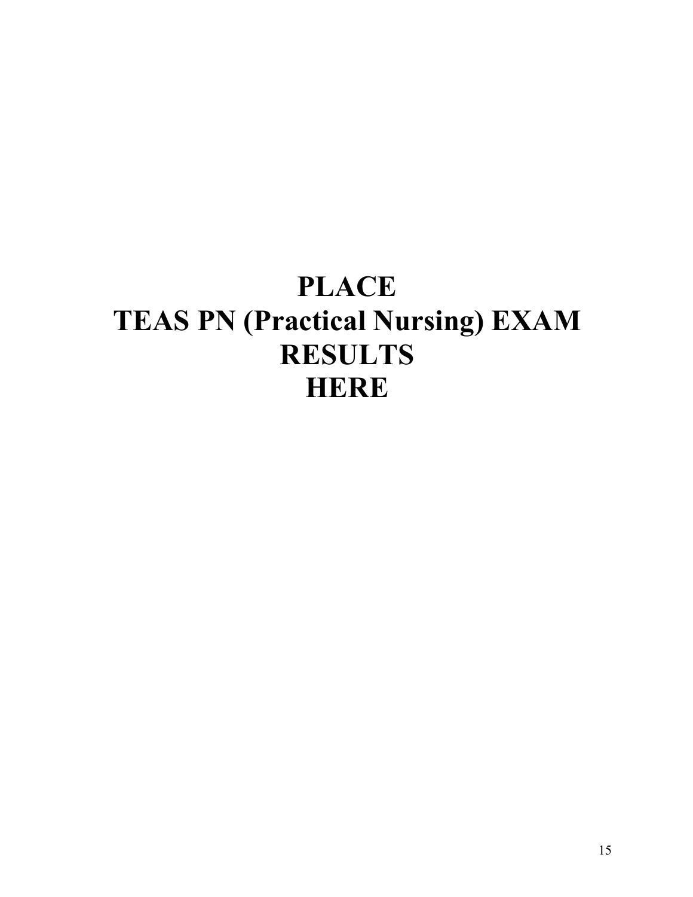# PLACE
# TEAS PN (Practical Nursing) EXAM
# RESULTS
# HERE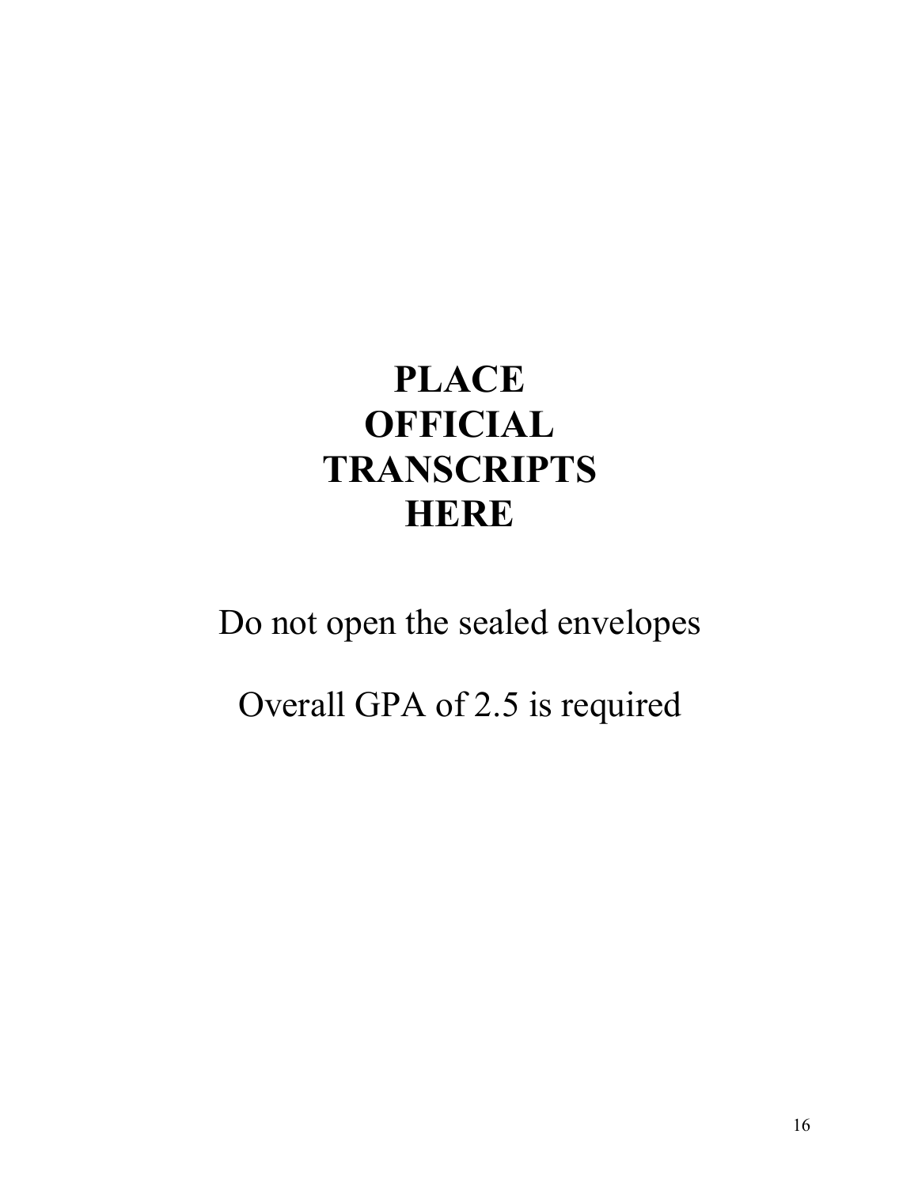# PLACE OFFICIAL TRANSCRIPTS HERE

Do not open the sealed envelopes

Overall GPA of 2.5 is required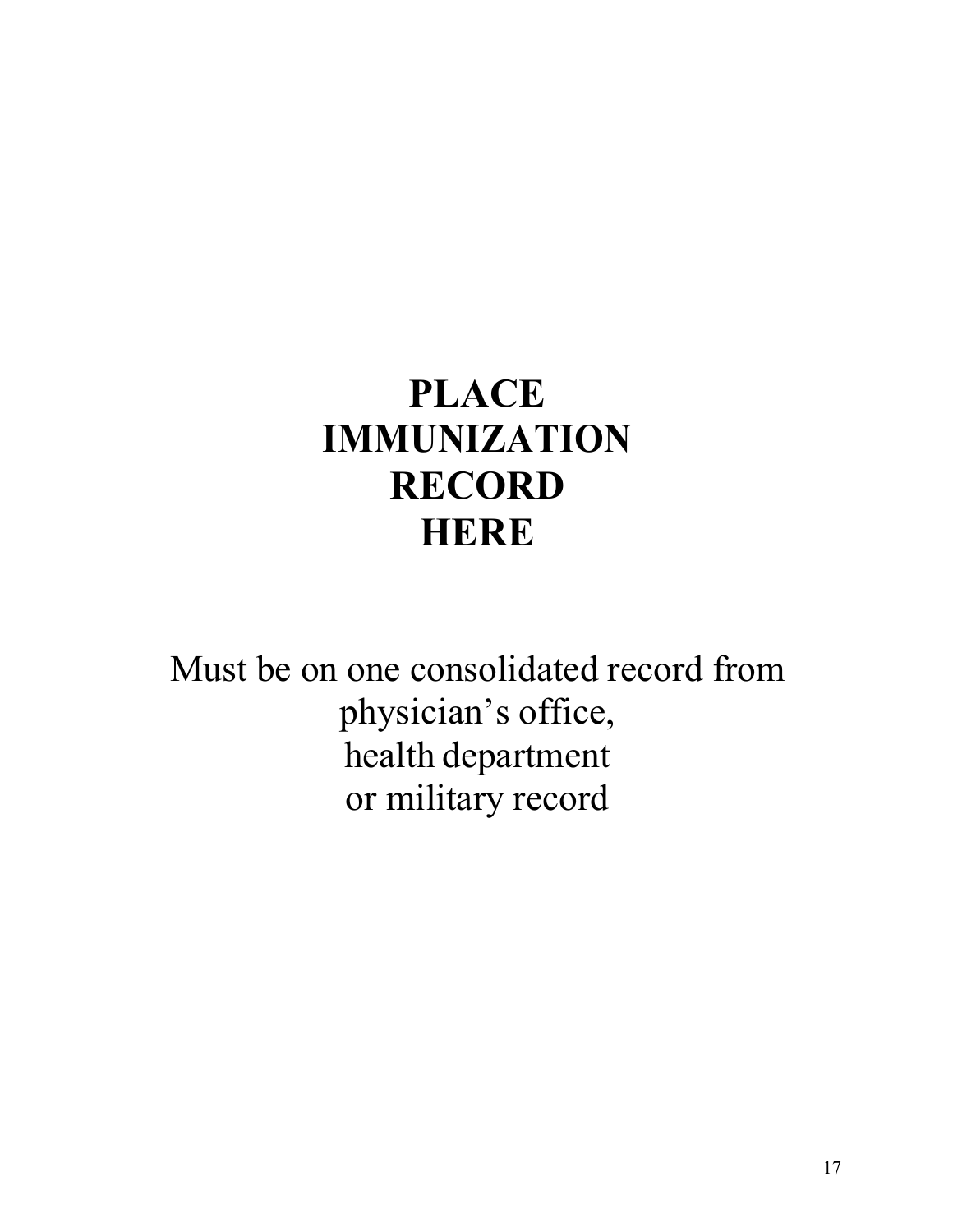# PLACE IMMUNIZATION RECORD HERE

Must be on one consolidated record from physician's office, health department or military record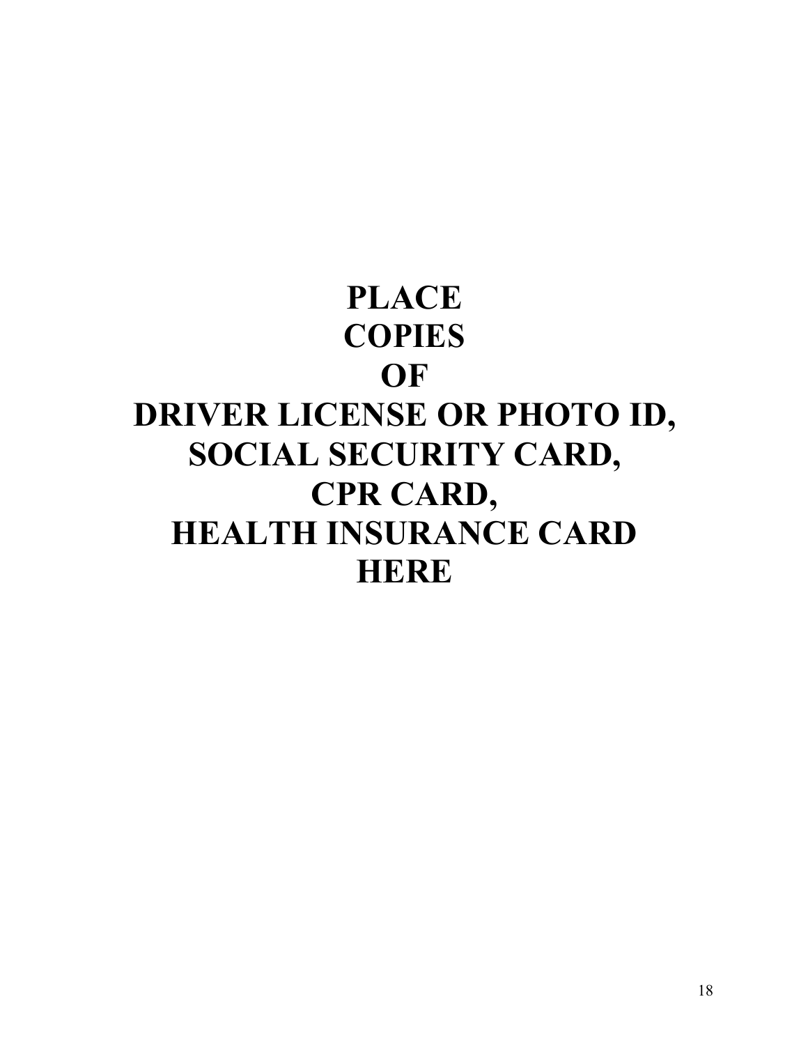**PLACE**
**COPIES**
**OF**
**DRIVER LICENSE OR PHOTO ID,**
**SOCIAL SECURITY CARD,**
**CPR CARD,**
**HEALTH INSURANCE CARD**
**HERE**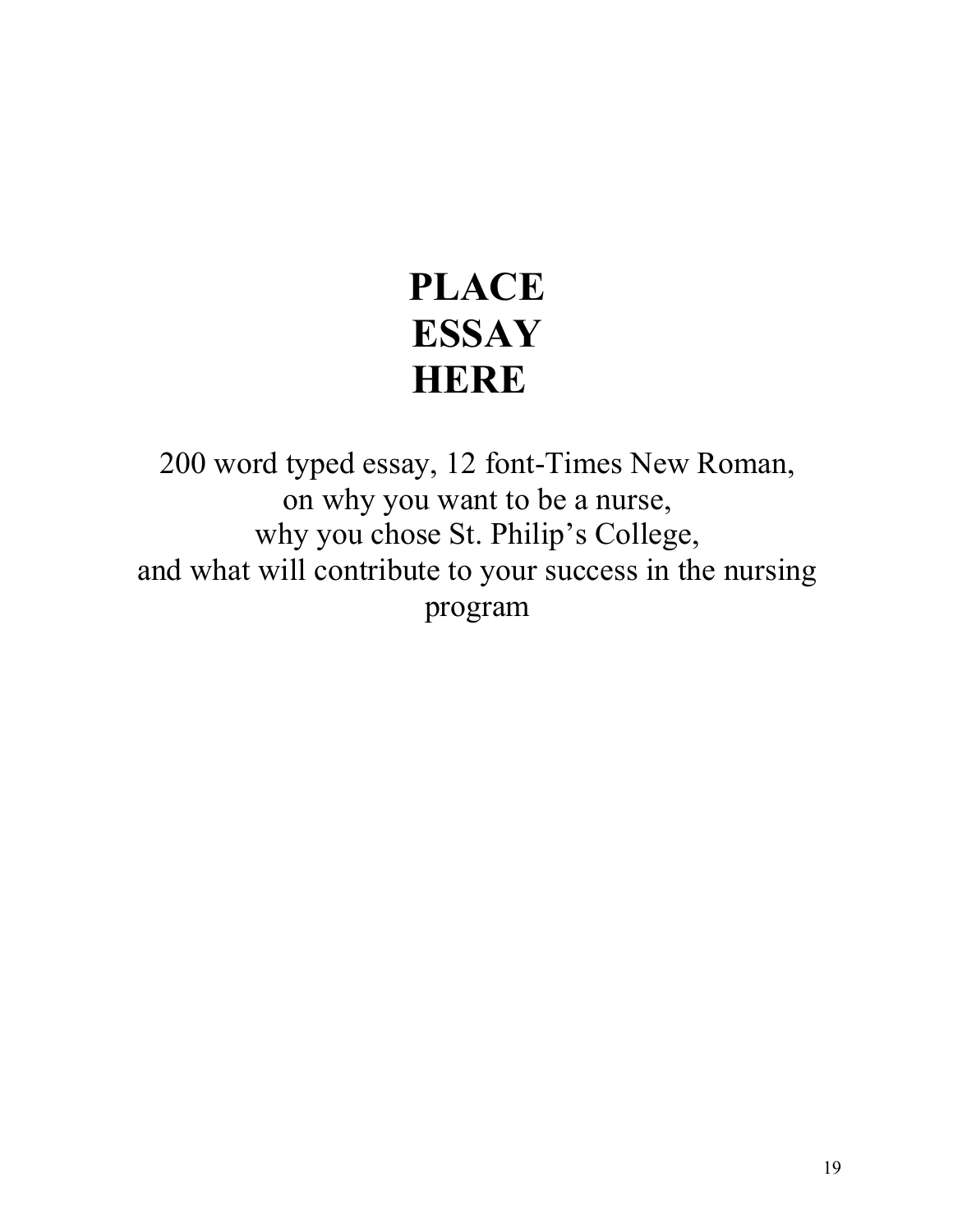# PLACE ESSAY HERE

200 word typed essay, 12 font-Times New Roman,
on why you want to be a nurse,
why you chose St. Philip's College,
and what will contribute to your success in the nursing program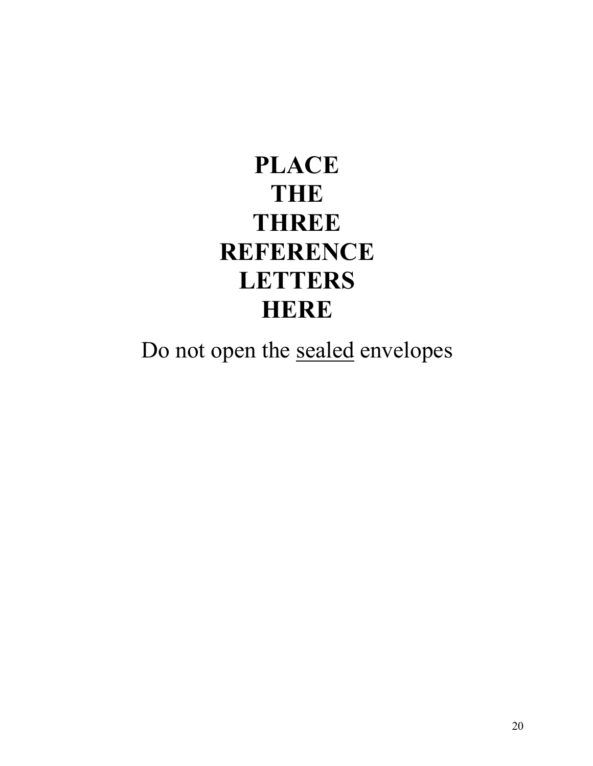**PLACE**
**THE**
**THREE**
**REFERENCE**
**LETTERS**
**HERE**

Do not open the <u>sealed</u> envelopes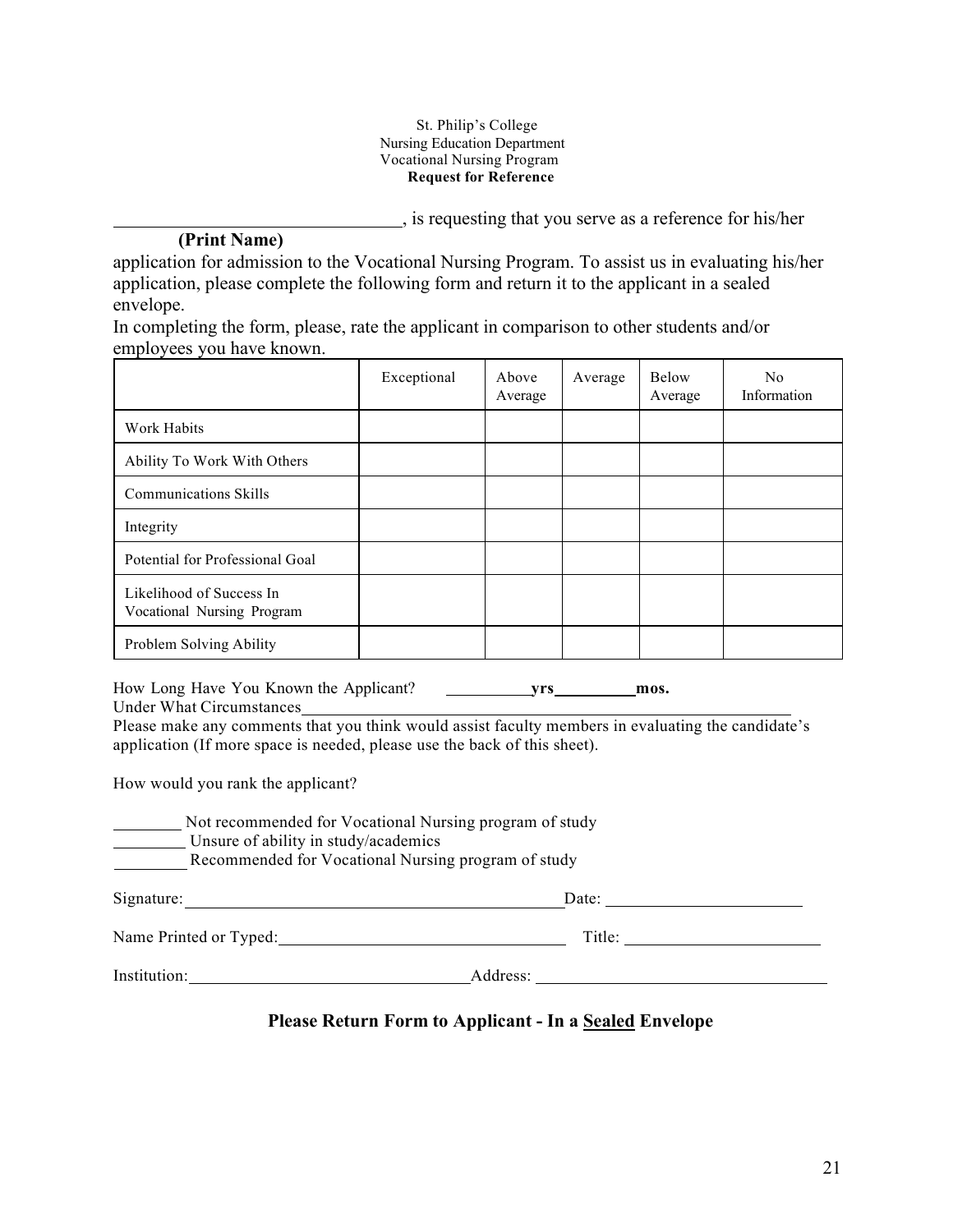St. Philip's College
Nursing Education Department
Vocational Nursing Program
**Request for Reference**

______________________________, is requesting that you serve as a reference for his/her
**(Print Name)**

application for admission to the Vocational Nursing Program. To assist us in evaluating his/her application, please complete the following form and return it to the applicant in a sealed envelope.

In completing the form, please, rate the applicant in comparison to other students and/or employees you have known.

| | Exceptional | Above Average | Average | Below Average | No Information |
|---|---|---|---|---|---|
| Work Habits | | | | | |
| Ability To Work With Others | | | | | |
| Communications Skills | | | | | |
| Integrity | | | | | |
| Potential for Professional Goal | | | | | |
| Likelihood of Success In Vocational Nursing Program | | | | | |
| Problem Solving Ability | | | | | |

How Long Have You Known the Applicant? __________**yrs**__________**mos.**

Under What Circumstances______________________________________________________

Please make any comments that you think would assist faculty members in evaluating the candidate's application (If more space is needed, please use the back of this sheet).

How would you rank the applicant?

________ Not recommended for Vocational Nursing program of study

________ Unsure of ability in study/academics

________ Recommended for Vocational Nursing program of study

Signature:____________________________________________Date: ______________________

Name Printed or Typed:________________________________ Title: ______________________

Institution:________________________________Address: __________________________________

**Please Return Form to Applicant - In a Sealed Envelope**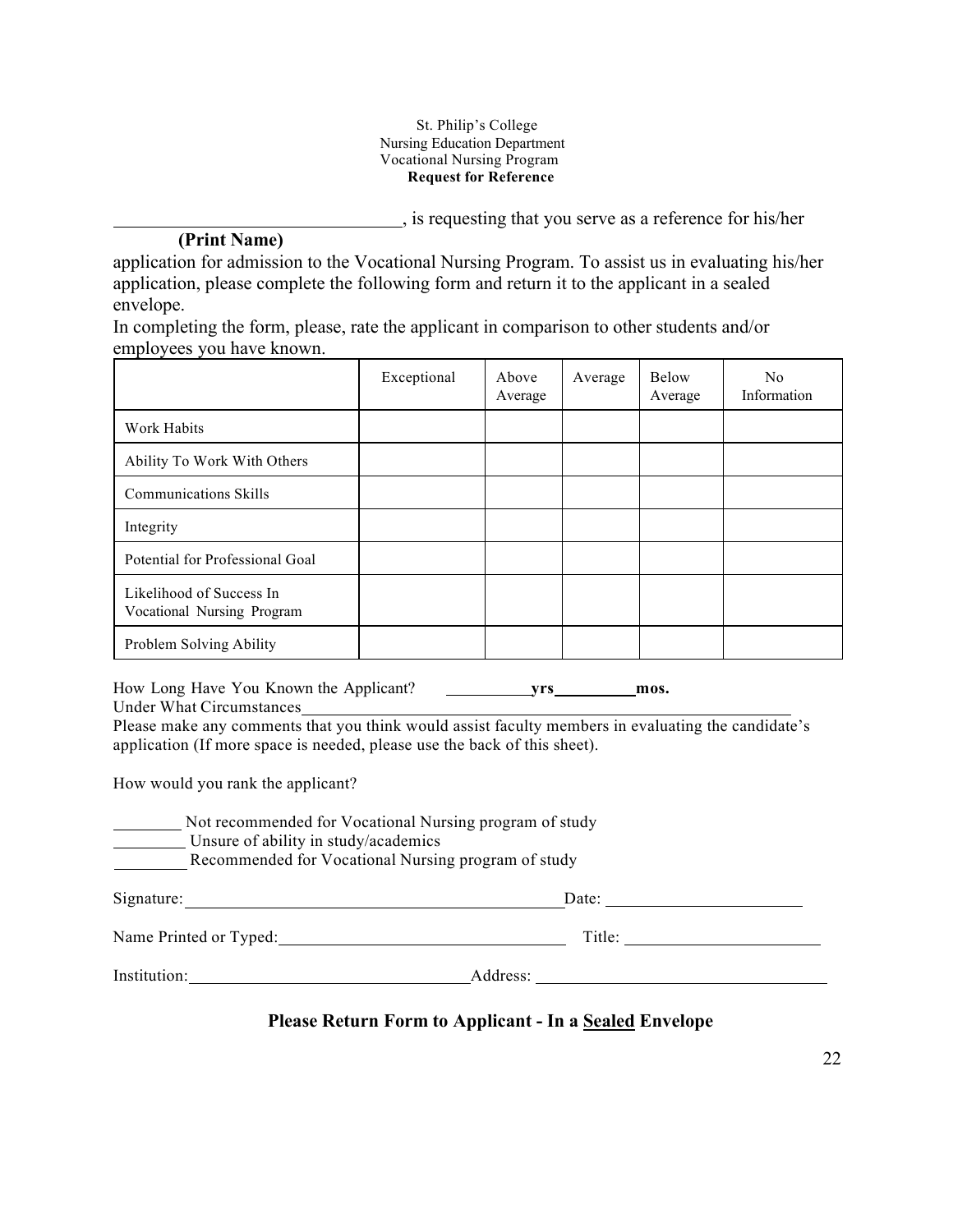St. Philip's College
Nursing Education Department
Vocational Nursing Program
**Request for Reference**

\_\_\_\_\_\_\_\_\_\_\_\_\_\_\_\_\_\_\_\_\_\_\_\_\_\_\_\_\_\_, is requesting that you serve as a reference for his/her
**(Print Name)**
application for admission to the Vocational Nursing Program. To assist us in evaluating his/her application, please complete the following form and return it to the applicant in a sealed envelope.
In completing the form, please, rate the applicant in comparison to other students and/or employees you have known.

| | Exceptional | Above Average | Average | Below Average | No Information |
|---|---|---|---|---|---|
| Work Habits | | | | | |
| Ability To Work With Others | | | | | |
| Communications Skills | | | | | |
| Integrity | | | | | |
| Potential for Professional Goal | | | | | |
| Likelihood of Success In Vocational Nursing Program | | | | | |
| Problem Solving Ability | | | | | |

How Long Have You Known the Applicant? \_\_\_\_\_\_\_\_\_\_**yrs**\_\_\_\_\_\_\_\_\_\_**mos.**
Under What Circumstances\_\_\_\_\_\_\_\_\_\_\_\_\_\_\_\_\_\_\_\_\_\_\_\_\_\_\_\_\_\_\_\_\_\_\_\_\_\_\_\_\_\_\_\_\_\_\_\_
Please make any comments that you think would assist faculty members in evaluating the candidate's application (If more space is needed, please use the back of this sheet).

How would you rank the applicant?

\_\_\_\_\_\_\_\_ Not recommended for Vocational Nursing program of study
\_\_\_\_\_\_\_\_ Unsure of ability in study/academics
\_\_\_\_\_\_\_\_ Recommended for Vocational Nursing program of study

Signature:\_\_\_\_\_\_\_\_\_\_\_\_\_\_\_\_\_\_\_\_\_\_\_\_\_\_\_\_\_\_\_\_\_\_\_\_\_\_\_\_\_\_\_\_Date: \_\_\_\_\_\_\_\_\_\_\_\_\_\_\_\_\_\_\_\_\_\_

Name Printed or Typed:\_\_\_\_\_\_\_\_\_\_\_\_\_\_\_\_\_\_\_\_\_\_\_\_\_\_\_\_\_\_\_\_\_ Title: \_\_\_\_\_\_\_\_\_\_\_\_\_\_\_\_\_\_\_\_\_\_

Institution:\_\_\_\_\_\_\_\_\_\_\_\_\_\_\_\_\_\_\_\_\_\_\_\_\_\_\_\_\_\_\_\_\_Address: \_\_\_\_\_\_\_\_\_\_\_\_\_\_\_\_\_\_\_\_\_\_\_\_\_\_\_\_\_\_\_\_\_\_

**Please Return Form to Applicant - In a <u>Sealed</u> Envelope**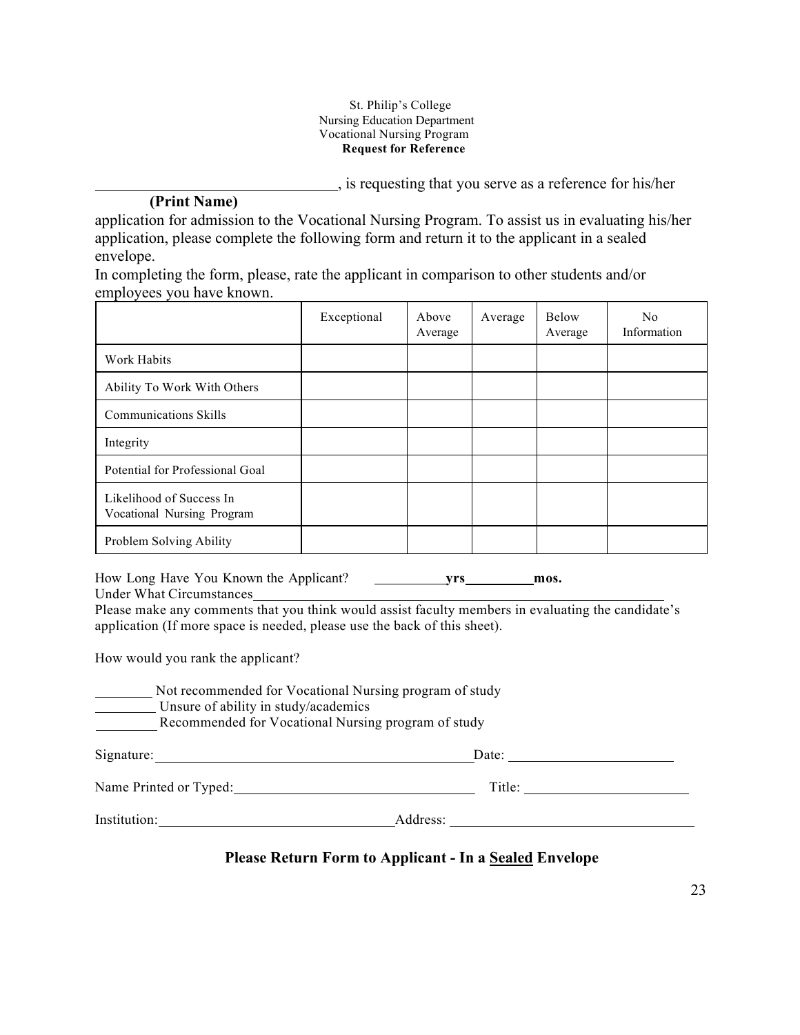St. Philip's College
Nursing Education Department
Vocational Nursing Program
**Request for Reference**

______________________________, is requesting that you serve as a reference for his/her
**(Print Name)**
application for admission to the Vocational Nursing Program. To assist us in evaluating his/her application, please complete the following form and return it to the applicant in a sealed envelope.

In completing the form, please, rate the applicant in comparison to other students and/or employees you have known.

| | Exceptional | Above Average | Average | Below Average | No Information |
|---|---|---|---|---|---|
| Work Habits | | | | | |
| Ability To Work With Others | | | | | |
| Communications Skills | | | | | |
| Integrity | | | | | |
| Potential for Professional Goal | | | | | |
| Likelihood of Success In Vocational Nursing Program | | | | | |
| Problem Solving Ability | | | | | |

How Long Have You Known the Applicant? __________**yrs**__________**mos.**

Under What Circumstances______________________________________________________

Please make any comments that you think would assist faculty members in evaluating the candidate's application (If more space is needed, please use the back of this sheet).

How would you rank the applicant?

________ Not recommended for Vocational Nursing program of study
________ Unsure of ability in study/academics
________ Recommended for Vocational Nursing program of study

Signature:____________________________________________ Date: ______________________

Name Printed or Typed:________________________________ Title: ______________________

Institution:________________________________ Address: __________________________________

**Please Return Form to Applicant - In a Sealed Envelope**